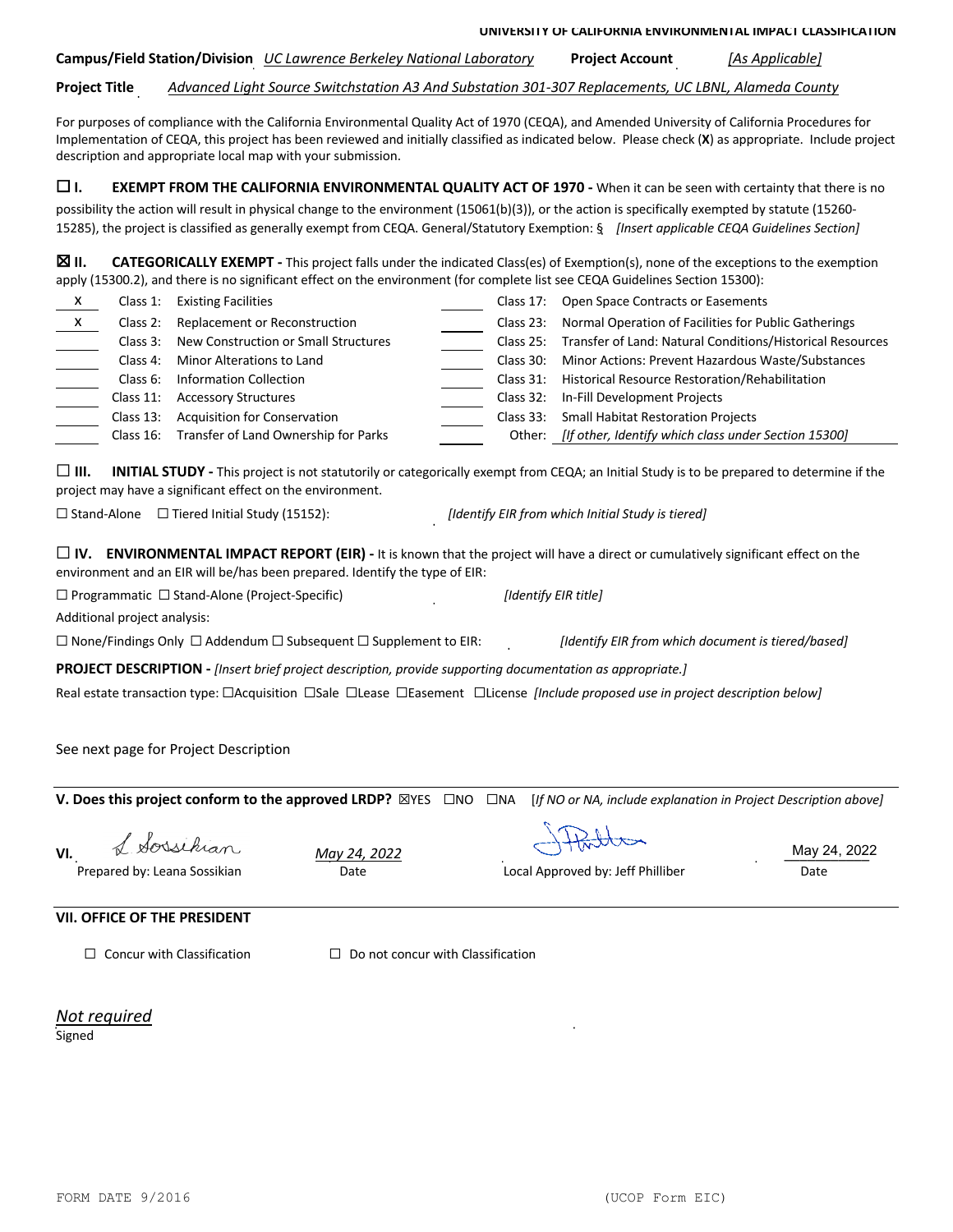UNIVERSITY OF CALIFORNIA ENVIRONMENTAL IMPACT CLASSIFICATION

**Campus/Field Station/Division** *UC Lawrence Berkeley National Laboratory* **Project Account** *[As Applicable]*

**Project Title** *Advanced Light Source Switchstation A3 And Substation 301-307 Replacements, UC LBNL, Alameda County*

For purposes of compliance with the California Environmental Quality Act of 1970 (CEQA), and Amended University of California Procedures for Implementation of CEQA, this project has been reviewed and initially classified as indicated below. Please check (**X**) as appropriate. Include project description and appropriate local map with your submission.

☐ **I. EXEMPT FROM THE CALIFORNIA ENVIRONMENTAL QUALITY ACT OF 1970 -** When it can be seen with certainty that there is no possibility the action will result in physical change to the environment (15061(b)(3)), or the action is specifically exempted by statute (15260-15285), the project is classified as generally exempt from CEQA. General/Statutory Exemption: § *[Insert applicable CEQA Guidelines Section]*

☒ **II. CATEGORICALLY EXEMPT -** This project falls under the indicated Class(es) of Exemption(s), none of the exceptions to the exemption apply (15300.2), and there is no significant effect on the environment (for complete list see CEQA Guidelines Section 15300):

| | | | | | |
|---|---|---|---|---|---|
| x | Class 1: | Existing Facilities | | Class 17: | Open Space Contracts or Easements |
| x | Class 2: | Replacement or Reconstruction | | Class 23: | Normal Operation of Facilities for Public Gatherings |
| | Class 3: | New Construction or Small Structures | | Class 25: | Transfer of Land: Natural Conditions/Historical Resources |
| | Class 4: | Minor Alterations to Land | | Class 30: | Minor Actions: Prevent Hazardous Waste/Substances |
| | Class 6: | Information Collection | | Class 31: | Historical Resource Restoration/Rehabilitation |
| | Class 11: | Accessory Structures | | Class 32: | In-Fill Development Projects |
| | Class 13: | Acquisition for Conservation | | Class 33: | Small Habitat Restoration Projects |
| | Class 16: | Transfer of Land Ownership for Parks | | Other: | *[If other, Identify which class under Section 15300]* |

☐ **III. INITIAL STUDY -** This project is not statutorily or categorically exempt from CEQA; an Initial Study is to be prepared to determine if the project may have a significant effect on the environment.

☐ Stand-Alone ☐ Tiered Initial Study (15152): *[Identify EIR from which Initial Study is tiered]*

☐ **IV. ENVIRONMENTAL IMPACT REPORT (EIR) -** It is known that the project will have a direct or cumulatively significant effect on the environment and an EIR will be/has been prepared. Identify the type of EIR:

☐ Programmatic ☐ Stand-Alone (Project-Specific) *[Identify EIR title]*

Additional project analysis:

☐ None/Findings Only ☐ Addendum ☐ Subsequent ☐ Supplement to EIR: *[Identify EIR from which document is tiered/based]*

**PROJECT DESCRIPTION -** *[Insert brief project description, provide supporting documentation as appropriate.]*

Real estate transaction type: ☐Acquisition ☐Sale ☐Lease ☐Easement ☐License *[Include proposed use in project description below]*

See next page for Project Description

**V. Does this project conform to the approved LRDP?** ☒YES ☐NO ☐NA [*If NO or NA, include explanation in Project Description above*]

**VI.** L Sossikian — Prepared by: Leana Sossikian — *May 24, 2022* Date

Local Approved by: Jeff Philliber — May 24, 2022 Date

**VII. OFFICE OF THE PRESIDENT**

☐ Concur with Classification ☐ Do not concur with Classification

*Not required*
Signed

FORM DATE 9/2016 (UCOP Form EIC)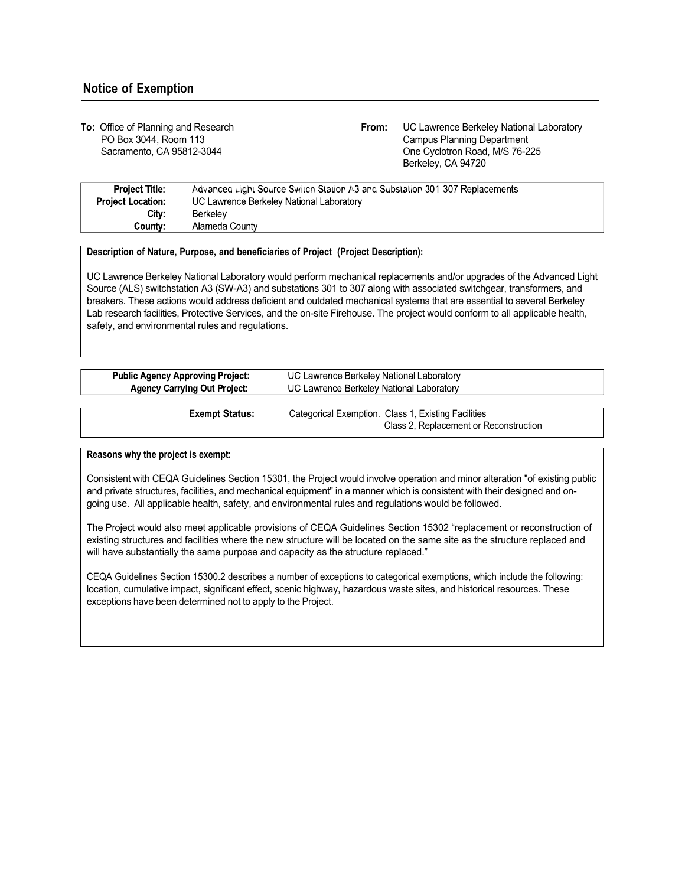## Notice of Exemption

**To:** Office of Planning and Research
PO Box 3044, Room 113
Sacramento, CA 95812-3044

**From:** UC Lawrence Berkeley National Laboratory
Campus Planning Department
One Cyclotron Road, M/S 76-225
Berkeley, CA 94720

| | |
|---|---|
| **Project Title:** | Advanced Light Source Switch Station A3 and Substation 301-307 Replacements |
| **Project Location:** | UC Lawrence Berkeley National Laboratory |
| **City:** | Berkeley |
| **County:** | Alameda County |

**Description of Nature, Purpose, and beneficiaries of Project (Project Description):**

UC Lawrence Berkeley National Laboratory would perform mechanical replacements and/or upgrades of the Advanced Light Source (ALS) switchstation A3 (SW-A3) and substations 301 to 307 along with associated switchgear, transformers, and breakers. These actions would address deficient and outdated mechanical systems that are essential to several Berkeley Lab research facilities, Protective Services, and the on-site Firehouse. The project would conform to all applicable health, safety, and environmental rules and regulations.

| | |
|---|---|
| **Public Agency Approving Project:** | UC Lawrence Berkeley National Laboratory |
| **Agency Carrying Out Project:** | UC Lawrence Berkeley National Laboratory |

| | |
|---|---|
| **Exempt Status:** | Categorical Exemption. Class 1, Existing Facilities<br>Class 2, Replacement or Reconstruction |

**Reasons why the project is exempt:**

Consistent with CEQA Guidelines Section 15301, the Project would involve operation and minor alteration "of existing public and private structures, facilities, and mechanical equipment" in a manner which is consistent with their designed and on-going use. All applicable health, safety, and environmental rules and regulations would be followed.

The Project would also meet applicable provisions of CEQA Guidelines Section 15302 "replacement or reconstruction of existing structures and facilities where the new structure will be located on the same site as the structure replaced and will have substantially the same purpose and capacity as the structure replaced."

CEQA Guidelines Section 15300.2 describes a number of exceptions to categorical exemptions, which include the following: location, cumulative impact, significant effect, scenic highway, hazardous waste sites, and historical resources. These exceptions have been determined not to apply to the Project.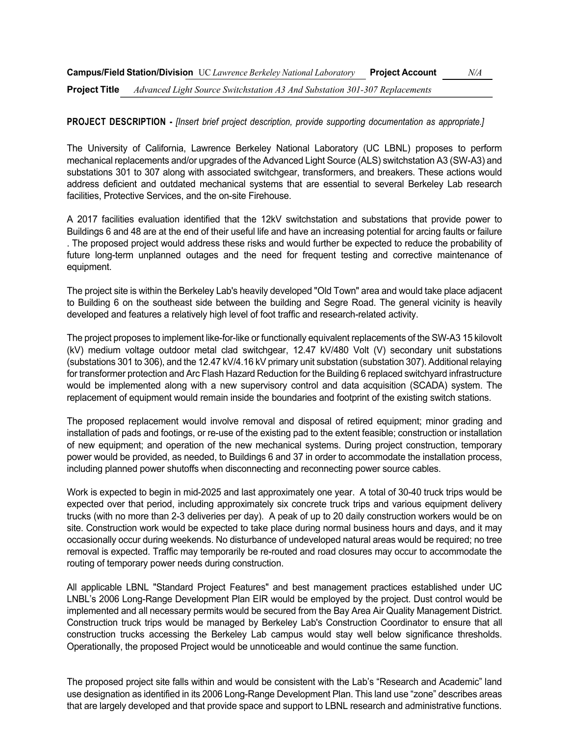**Campus/Field Station/Division** UC *Lawrence Berkeley National Laboratory* **Project Account** *N/A*

**Project Title** *Advanced Light Source Switchstation A3 And Substation 301-307 Replacements*

**PROJECT DESCRIPTION -** *[Insert brief project description, provide supporting documentation as appropriate.]*

The University of California, Lawrence Berkeley National Laboratory (UC LBNL) proposes to perform mechanical replacements and/or upgrades of the Advanced Light Source (ALS) switchstation A3 (SW-A3) and substations 301 to 307 along with associated switchgear, transformers, and breakers. These actions would address deficient and outdated mechanical systems that are essential to several Berkeley Lab research facilities, Protective Services, and the on-site Firehouse.

A 2017 facilities evaluation identified that the 12kV switchstation and substations that provide power to Buildings 6 and 48 are at the end of their useful life and have an increasing potential for arcing faults or failure . The proposed project would address these risks and would further be expected to reduce the probability of future long-term unplanned outages and the need for frequent testing and corrective maintenance of equipment.

The project site is within the Berkeley Lab's heavily developed "Old Town" area and would take place adjacent to Building 6 on the southeast side between the building and Segre Road. The general vicinity is heavily developed and features a relatively high level of foot traffic and research-related activity.

The project proposes to implement like-for-like or functionally equivalent replacements of the SW-A3 15 kilovolt (kV) medium voltage outdoor metal clad switchgear, 12.47 kV/480 Volt (V) secondary unit substations (substations 301 to 306), and the 12.47 kV/4.16 kV primary unit substation (substation 307). Additional relaying for transformer protection and Arc Flash Hazard Reduction for the Building 6 replaced switchyard infrastructure would be implemented along with a new supervisory control and data acquisition (SCADA) system. The replacement of equipment would remain inside the boundaries and footprint of the existing switch stations.

The proposed replacement would involve removal and disposal of retired equipment; minor grading and installation of pads and footings, or re-use of the existing pad to the extent feasible; construction or installation of new equipment; and operation of the new mechanical systems. During project construction, temporary power would be provided, as needed, to Buildings 6 and 37 in order to accommodate the installation process, including planned power shutoffs when disconnecting and reconnecting power source cables.

Work is expected to begin in mid-2025 and last approximately one year. A total of 30-40 truck trips would be expected over that period, including approximately six concrete truck trips and various equipment delivery trucks (with no more than 2-3 deliveries per day). A peak of up to 20 daily construction workers would be on site. Construction work would be expected to take place during normal business hours and days, and it may occasionally occur during weekends. No disturbance of undeveloped natural areas would be required; no tree removal is expected. Traffic may temporarily be re-routed and road closures may occur to accommodate the routing of temporary power needs during construction.

All applicable LBNL "Standard Project Features" and best management practices established under UC LNBL's 2006 Long-Range Development Plan EIR would be employed by the project. Dust control would be implemented and all necessary permits would be secured from the Bay Area Air Quality Management District. Construction truck trips would be managed by Berkeley Lab's Construction Coordinator to ensure that all construction trucks accessing the Berkeley Lab campus would stay well below significance thresholds. Operationally, the proposed Project would be unnoticeable and would continue the same function.

The proposed project site falls within and would be consistent with the Lab's "Research and Academic" land use designation as identified in its 2006 Long-Range Development Plan. This land use "zone" describes areas that are largely developed and that provide space and support to LBNL research and administrative functions.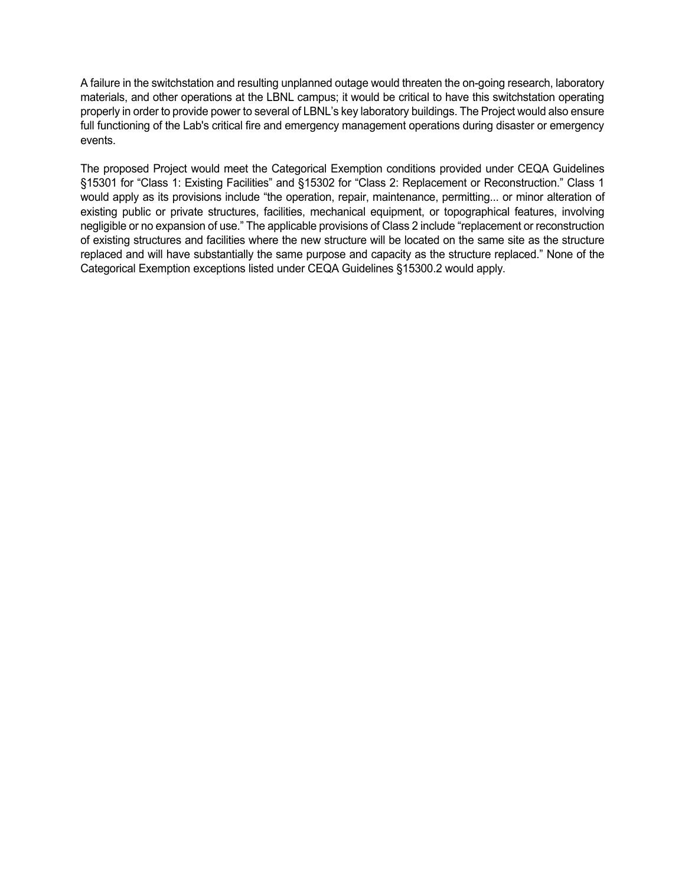A failure in the switchstation and resulting unplanned outage would threaten the on-going research, laboratory materials, and other operations at the LBNL campus; it would be critical to have this switchstation operating properly in order to provide power to several of LBNL's key laboratory buildings. The Project would also ensure full functioning of the Lab's critical fire and emergency management operations during disaster or emergency events.

The proposed Project would meet the Categorical Exemption conditions provided under CEQA Guidelines §15301 for "Class 1: Existing Facilities" and §15302 for "Class 2: Replacement or Reconstruction." Class 1 would apply as its provisions include "the operation, repair, maintenance, permitting... or minor alteration of existing public or private structures, facilities, mechanical equipment, or topographical features, involving negligible or no expansion of use." The applicable provisions of Class 2 include "replacement or reconstruction of existing structures and facilities where the new structure will be located on the same site as the structure replaced and will have substantially the same purpose and capacity as the structure replaced." None of the Categorical Exemption exceptions listed under CEQA Guidelines §15300.2 would apply.